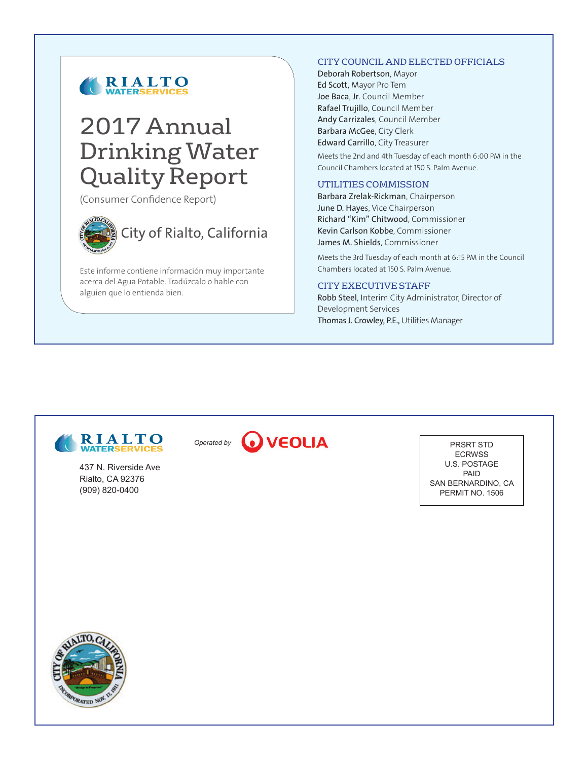RIALTO WATERSERVICES

# 2017 Annual Drinking Water Quality Report

(Consumer Confidence Report)

City of Rialto, California

Este informe contiene información muy importante acerca del Agua Potable. Tradúzcalo o hable con alguien que lo entienda bien.

## CITY COUNCIL AND ELECTED OFFICIALS

**Deborah Robertson**, Mayor
**Ed Scott**, Mayor Pro Tem
**Joe Baca, Jr.** Council Member
**Rafael Trujillo**, Council Member
**Andy Carrizales**, Council Member
**Barbara McGee**, City Clerk
**Edward Carrillo**, City Treasurer

Meets the 2nd and 4th Tuesday of each month 6:00 PM in the Council Chambers located at 150 S. Palm Avenue.

## UTILITIES COMMISSION

**Barbara Zrelak-Rickman**, Chairperson
**June D. Hayes**, Vice Chairperson
**Richard "Kim" Chitwood**, Commissioner
**Kevin Carlson Kobbe**, Commissioner
**James M. Shields**, Commissioner

Meets the 3rd Tuesday of each month at 6:15 PM in the Council Chambers located at 150 S. Palm Avenue.

## CITY EXECUTIVE STAFF

**Robb Steel**, Interim City Administrator, Director of Development Services
**Thomas J. Crowley, P.E.,** Utilities Manager

---

RIALTO WATERSERVICES

437 N. Riverside Ave
Rialto, CA 92376
(909) 820-0400

*Operated by* VEOLIA

PRSRT STD
ECRWSS
U.S. POSTAGE
PAID
SAN BERNARDINO, CA
PERMIT NO. 1506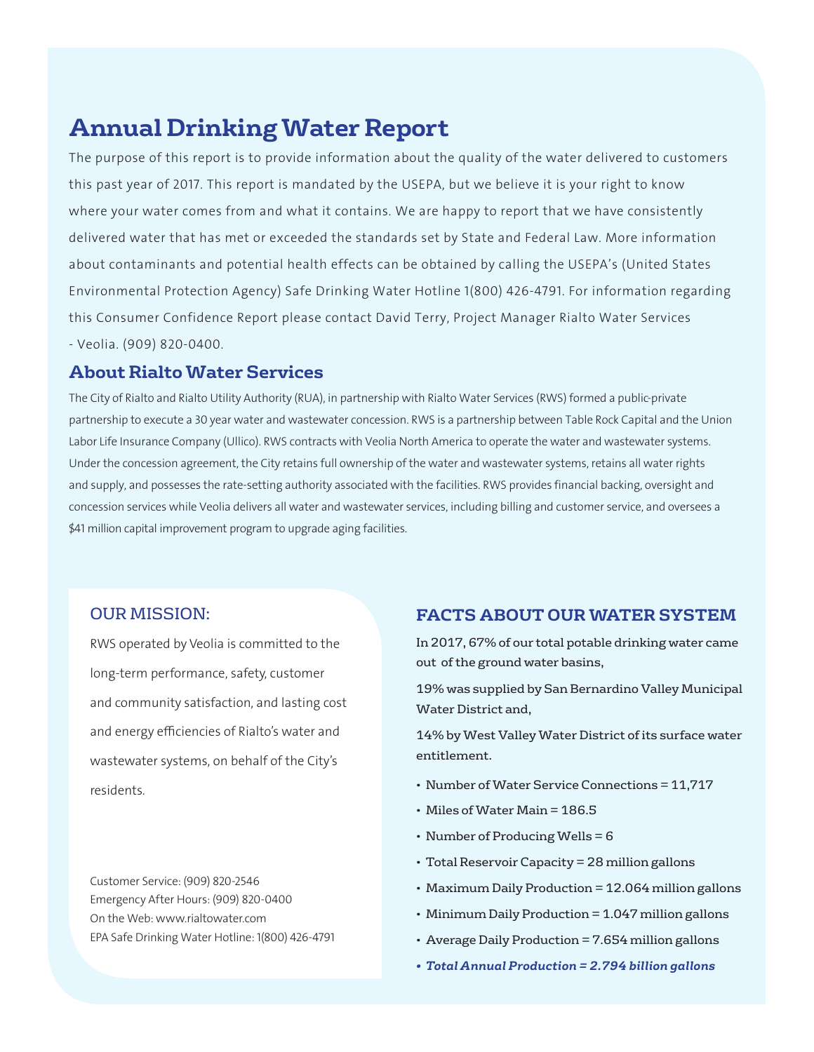# Annual Drinking Water Report

The purpose of this report is to provide information about the quality of the water delivered to customers this past year of 2017. This report is mandated by the USEPA, but we believe it is your right to know where your water comes from and what it contains. We are happy to report that we have consistently delivered water that has met or exceeded the standards set by State and Federal Law. More information about contaminants and potential health effects can be obtained by calling the USEPA's (United States Environmental Protection Agency) Safe Drinking Water Hotline 1(800) 426-4791. For information regarding this Consumer Confidence Report please contact David Terry, Project Manager Rialto Water Services - Veolia. (909) 820-0400.

## About Rialto Water Services

The City of Rialto and Rialto Utility Authority (RUA), in partnership with Rialto Water Services (RWS) formed a public-private partnership to execute a 30 year water and wastewater concession. RWS is a partnership between Table Rock Capital and the Union Labor Life Insurance Company (Ullico). RWS contracts with Veolia North America to operate the water and wastewater systems. Under the concession agreement, the City retains full ownership of the water and wastewater systems, retains all water rights and supply, and possesses the rate-setting authority associated with the facilities. RWS provides financial backing, oversight and concession services while Veolia delivers all water and wastewater services, including billing and customer service, and oversees a $41 million capital improvement program to upgrade aging facilities.

## OUR MISSION:

RWS operated by Veolia is committed to the long-term performance, safety, customer and community satisfaction, and lasting cost and energy efficiencies of Rialto's water and wastewater systems, on behalf of the City's residents.

Customer Service: (909) 820-2546
Emergency After Hours: (909) 820-0400
On the Web: www.rialtowater.com
EPA Safe Drinking Water Hotline: 1(800) 426-4791

## FACTS ABOUT OUR WATER SYSTEM

In 2017, 67% of our total potable drinking water came out of the ground water basins,

19% was supplied by San Bernardino Valley Municipal Water District and,

14% by West Valley Water District of its surface water entitlement.

- Number of Water Service Connections = 11,717
- Miles of Water Main = 186.5
- Number of Producing Wells = 6
- Total Reservoir Capacity = 28 million gallons
- Maximum Daily Production = 12.064 million gallons
- Minimum Daily Production = 1.047 million gallons
- Average Daily Production = 7.654 million gallons
- ***Total Annual Production = 2.794 billion gallons***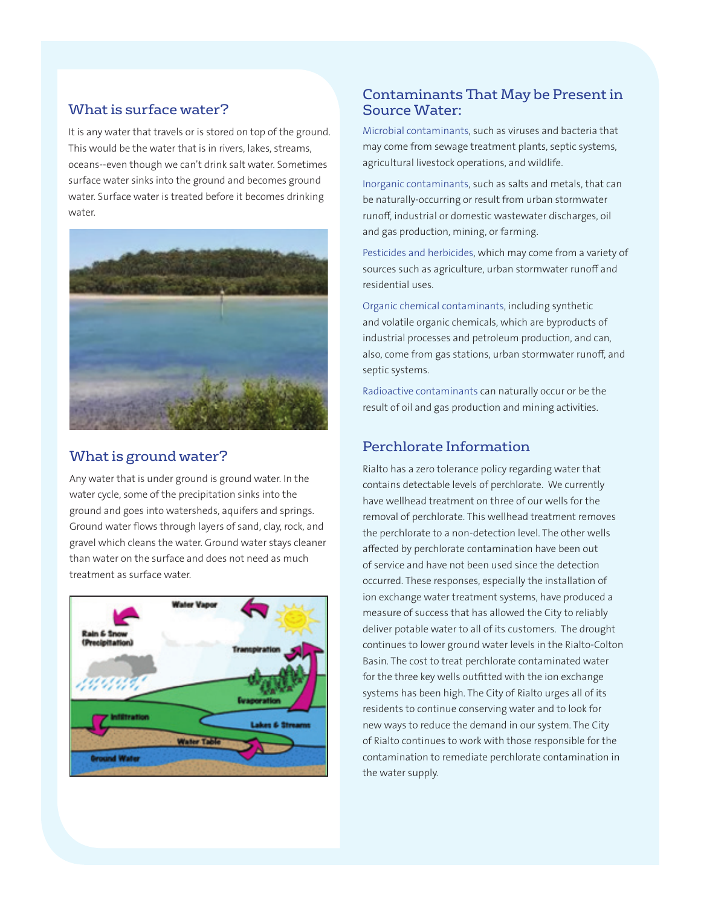## What is surface water?

It is any water that travels or is stored on top of the ground. This would be the water that is in rivers, lakes, streams, oceans--even though we can't drink salt water. Sometimes surface water sinks into the ground and becomes ground water. Surface water is treated before it becomes drinking water.

## What is ground water?

Any water that is under ground is ground water. In the water cycle, some of the precipitation sinks into the ground and goes into watersheds, aquifers and springs. Ground water flows through layers of sand, clay, rock, and gravel which cleans the water. Ground water stays cleaner than water on the surface and does not need as much treatment as surface water.

## Contaminants That May be Present in Source Water:

Microbial contaminants, such as viruses and bacteria that may come from sewage treatment plants, septic systems, agricultural livestock operations, and wildlife.

Inorganic contaminants, such as salts and metals, that can be naturally-occurring or result from urban stormwater runoff, industrial or domestic wastewater discharges, oil and gas production, mining, or farming.

Pesticides and herbicides, which may come from a variety of sources such as agriculture, urban stormwater runoff and residential uses.

Organic chemical contaminants, including synthetic and volatile organic chemicals, which are byproducts of industrial processes and petroleum production, and can, also, come from gas stations, urban stormwater runoff, and septic systems.

Radioactive contaminants can naturally occur or be the result of oil and gas production and mining activities.

## Perchlorate Information

Rialto has a zero tolerance policy regarding water that contains detectable levels of perchlorate. We currently have wellhead treatment on three of our wells for the removal of perchlorate. This wellhead treatment removes the perchlorate to a non-detection level. The other wells affected by perchlorate contamination have been out of service and have not been used since the detection occurred. These responses, especially the installation of ion exchange water treatment systems, have produced a measure of success that has allowed the City to reliably deliver potable water to all of its customers. The drought continues to lower ground water levels in the Rialto-Colton Basin. The cost to treat perchlorate contaminated water for the three key wells outfitted with the ion exchange systems has been high. The City of Rialto urges all of its residents to continue conserving water and to look for new ways to reduce the demand in our system. The City of Rialto continues to work with those responsible for the contamination to remediate perchlorate contamination in the water supply.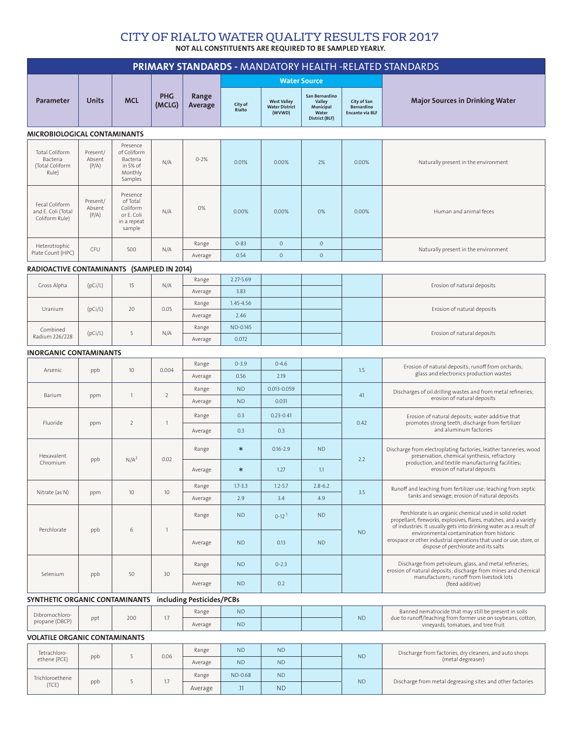# CITY OF RIALTO WATER QUALITY RESULTS FOR 2017

**NOT ALL CONSTITUENTS ARE REQUIRED TO BE SAMPLED YEARLY.**

## PRIMARY STANDARDS - MANDATORY HEALTH -RELATED STANDARDS

| Parameter | Units | MCL | PHG (MCLG) | Range Average | Water Source | | | | Major Sources in Drinking Water |
|---|---|---|---|---|---|---|---|---|---|
| | | | | | City of Rialto | West Valley Water District (WVWD) | San Bernardino Valley Municipal Water District (BLF) | City of San Bernardino Encanto via BLF | |
| **MICROBIOLOGICAL CONTAMINANTS** | | | | | | | | | |
| Total Coliform Bacteria (Total Coliform Rule) | Present/ Absent (P/A) | Presence of Coliform Bacteria in 5% of Monthly Samples | N/A | 0-2% | 0.01% | 0.00% | 2% | 0.00% | Naturally present in the environment |
| Fecal Coliform and E. Coli (Total Coliform Rule) | Present/ Absent (P/A) | Presence of Total Coliform or E. Coli in a repeat sample | N/A | 0% | 0.00% | 0.00% | 0% | 0.00% | Human and animal feces |
| Heterotrophic Plate Count (HPC) | CFU | 500 | N/A | Range | 0-83 | 0 | 0 | | Naturally present in the environment |
| | | | | Average | 0.54 | 0 | 0 | | |
| **RADIOACTIVE CONTAMINANTS (SAMPLED IN 2014)** | | | | | | | | | |
| Gross Alpha | (pCi/L) | 15 | N/A | Range | 2.27-5.69 | | | | Erosion of natural deposits |
| | | | | Average | 3.83 | | | | |
| Uranium | (pCi/L) | 20 | 0.05 | Range | 1.45-4.56 | | | | Erosion of natural deposits |
| | | | | Average | 2.46 | | | | |
| Combined Radium 226/228 | (pCi/L) | 5 | N/A | Range | ND-0.145 | | | | Erosion of natural deposits |
| | | | | Average | 0.072 | | | | |
| **INORGANIC CONTAMINANTS** | | | | | | | | | |
| Arsenic | ppb | 10 | 0.004 | Range | 0-3.9 | 0-4.6 | | 1.5 | Erosion of natural deposits; runoff from orchards; glass and electronics production wastes |
| | | | | Average | 0.56 | 2.19 | | | |
| Barium | ppm | 1 | 2 | Range | ND | 0.013-0.059 | | 41 | Discharges of oil drilling wastes and from metal refineries; erosion of natural deposits |
| | | | | Average | ND | 0.031 | | | |
| Fluoride | ppm | 2 | 1 | Range | 0.3 | 0.23-0.41 | | 0.42 | Erosion of natural deposits; water additive that promotes strong teeth; discharge from fertilizer and aluminum factories |
| | | | | Average | 0.3 | 0.3 | | | |
| Hexavalent Chromium | ppb | N/A[2] | 0.02 | Range | * | 0.16-2.9 | ND | 2.2 | Discharge from electroplating factories, leather tanneries, wood preservation, chemical synthesis, refractory production, and textile manufacturing facilities; erosion of natural deposits |
| | | | | Average | * | 1.27 | 1.1 | | |
| Nitrate (as N) | ppm | 10 | 10 | Range | 1.7-3.3 | 1.2-5.7 | 2.8-6.2 | 3.5 | Runoff and leaching from fertilizer use; leaching from septic tanks and sewage; erosion of natural deposits |
| | | | | Average | 2.9 | 3.4 | 4.9 | | |
| Perchlorate | ppb | 6 | 1 | Range | ND | 0-12[1] | ND | ND | Perchlorate is an organic chemical used in solid rocket propellant, fireworks, explosives, flares, matches, and a variety of industries. It usually gets into drinking water as a result of environmental contamination from historic erospace or other industrial operations that used or use, store, or dispose of perchlorate and its salts |
| | | | | Average | ND | 0.13 | ND | | |
| Selenium | ppb | 50 | 30 | Range | ND | 0-2.3 | | | Discharge from petroleum, glass, and metal refineries; erosion of natural deposits; discharge from mines and chemical manufacturers; runoff from livestock lots (feed additive) |
| | | | | Average | ND | 0.2 | | | |
| **SYNTHETIC ORGANIC CONTAMINANTS including Pesticides/PCBs** | | | | | | | | | |
| Dibromochloro-propane (DBCP) | ppt | 200 | 1.7 | Range | ND | | | ND | Banned nematocide that may still be present in soils due to runoff/leaching from former use on soybeans, cotton, vineyards, tomatoes, and tree fruit |
| | | | | Average | ND | | | | |
| **VOLATILE ORGANIC CONTAMINANTS** | | | | | | | | | |
| Tetrachloro-ethene (PCE) | ppb | 5 | 0.06 | Range | ND | ND | | ND | Discharge from factories, dry cleaners, and auto shops (metal degreaser) |
| | | | | Average | ND | ND | | | |
| Trichloroethene (TCE) | ppb | 5 | 1.7 | Range | ND-0.68 | ND | | ND | Discharge from metal degreasing sites and other factories |
| | | | | Average | .11 | ND | | | |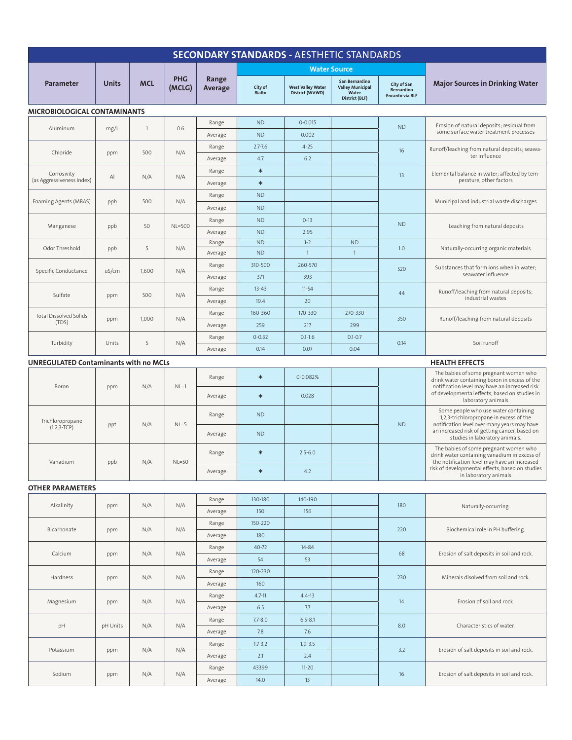# SECONDARY STANDARDS - AESTHETIC STANDARDS

| Parameter | Units | MCL | PHG (MCLG) | Range Average | Water Source | | | | Major Sources in Drinking Water |
|---|---|---|---|---|---|---|---|---|---|
| | | | | | City of Rialto | West Valley Water District (WVWD) | San Bernardino Valley Municipal Water District (BLF) | City of San Bernardino Encanto via BLF | |
| **MICROBIOLOGICAL CONTAMINANTS** | | | | | | | | | |
| Aluminum | mg/L | 1 | 0.6 | Range | ND | 0-0.015 | | ND | Erosion of natural deposits; residual from some surface water treatment processes |
| | | | | Average | ND | 0.002 | | | |
| Chloride | ppm | 500 | N/A | Range | 2.7-7.6 | 4-25 | | 16 | Runoff/leaching from natural deposits; seawater influence |
| | | | | Average | 4.7 | 6.2 | | | |
| Corrosivity (as Aggressiveness Index) | AI | N/A | N/A | Range | * | | | 13 | Elemental balance in water; affected by temperature, other factors |
| | | | | Average | * | | | | |
| Foaming Agents (MBAS) | ppb | 500 | N/A | Range | ND | | | | Municipal and industrial waste discharges |
| | | | | Average | ND | | | | |
| Manganese | ppb | 50 | NL=500 | Range | ND | 0-13 | | ND | Leaching from natural deposits |
| | | | | Average | ND | 2.95 | | | |
| Odor Threshold | ppb | 5 | N/A | Range | ND | 1-2 | ND | 1.0 | Naturally-occurring organic materials |
| | | | | Average | ND | 1 | 1 | | |
| Specific Conductance | uS/cm | 1,600 | N/A | Range | 310-500 | 260-570 | | 520 | Substances that form ions when in water; seawater influence |
| | | | | Average | 371 | 393 | | | |
| Sulfate | ppm | 500 | N/A | Range | 13-43 | 11-54 | | 44 | Runoff/leaching from natural deposits; industrial wastes |
| | | | | Average | 19.4 | 20 | | | |
| Total Dissolved Solids (TDS) | ppm | 1,000 | N/A | Range | 160-360 | 170-330 | 270-330 | 350 | Runoff/leaching from natural deposits |
| | | | | Average | 259 | 217 | 299 | | |
| Turbidity | Units | 5 | N/A | Range | 0-0.32 | 0.1-1.6 | 0.1-0.7 | 0.14 | Soil runoff |
| | | | | Average | 0.14 | 0.07 | 0.04 | | |
| **UNREGULATED Contaminants with no MCLs** | | | | | | | | | **HEALTH EFFECTS** |
| Boron | ppm | N/A | NL=1 | Range | * | 0-0.082% | | | The babies of some pregnant women who drink water containing boron in excess of the notification level may have an increased risk of developmental effects, based on studies in laboratory animals |
| | | | | Average | * | 0.028 | | | |
| Trichloropropane (1,2,3-TCP) | ppt | N/A | NL=5 | Range | ND | | | ND | Some people who use water containing 1,2,3-trichloropropane in excess of the notification level over many years may have an increased risk of getting cancer, based on studies in laboratory animals. |
| | | | | Average | ND | | | | |
| Vanadium | ppb | N/A | NL=50 | Range | * | 2.5-6.0 | | | The babies of some pregnant women who drink water containing vanadium in excess of the notification level may have an increased risk of developmental effects, based on studies in laboratory animals |
| | | | | Average | * | 4.2 | | | |
| **OTHER PARAMETERS** | | | | | | | | | |
| Alkalinity | ppm | N/A | N/A | Range | 130-180 | 140-190 | | 180 | Naturally-occurring. |
| | | | | Average | 150 | 156 | | | |
| Bicarbonate | ppm | N/A | N/A | Range | 150-220 | | | 220 | Biochemical role in PH buffering. |
| | | | | Average | 180 | | | | |
| Calcium | ppm | N/A | N/A | Range | 40-72 | 14-84 | | 68 | Erosion of salt deposits in soil and rock. |
| | | | | Average | 54 | 53 | | | |
| Hardness | ppm | N/A | N/A | Range | 120-230 | | | 230 | Minerals disolved from soil and rock. |
| | | | | Average | 160 | | | | |
| Magnesium | ppm | N/A | N/A | Range | 4.7-11 | 4.4-13 | | 14 | Erosion of soil and rock. |
| | | | | Average | 6.5 | 7.7 | | | |
| pH | pH Units | N/A | N/A | Range | 7.7-8.0 | 6.5-8.1 | | 8.0 | Characteristics of water. |
| | | | | Average | 7.8 | 7.6 | | | |
| Potassium | ppm | N/A | N/A | Range | 1.7-3.2 | 1.9-3.5 | | 3.2 | Erosion of salt deposits in soil and rock. |
| | | | | Average | 2.1 | 2.4 | | | |
| Sodium | ppm | N/A | N/A | Range | 43399 | 11-20 | | 16 | Erosion of salt deposits in soil and rock. |
| | | | | Average | 14.0 | 13 | | | |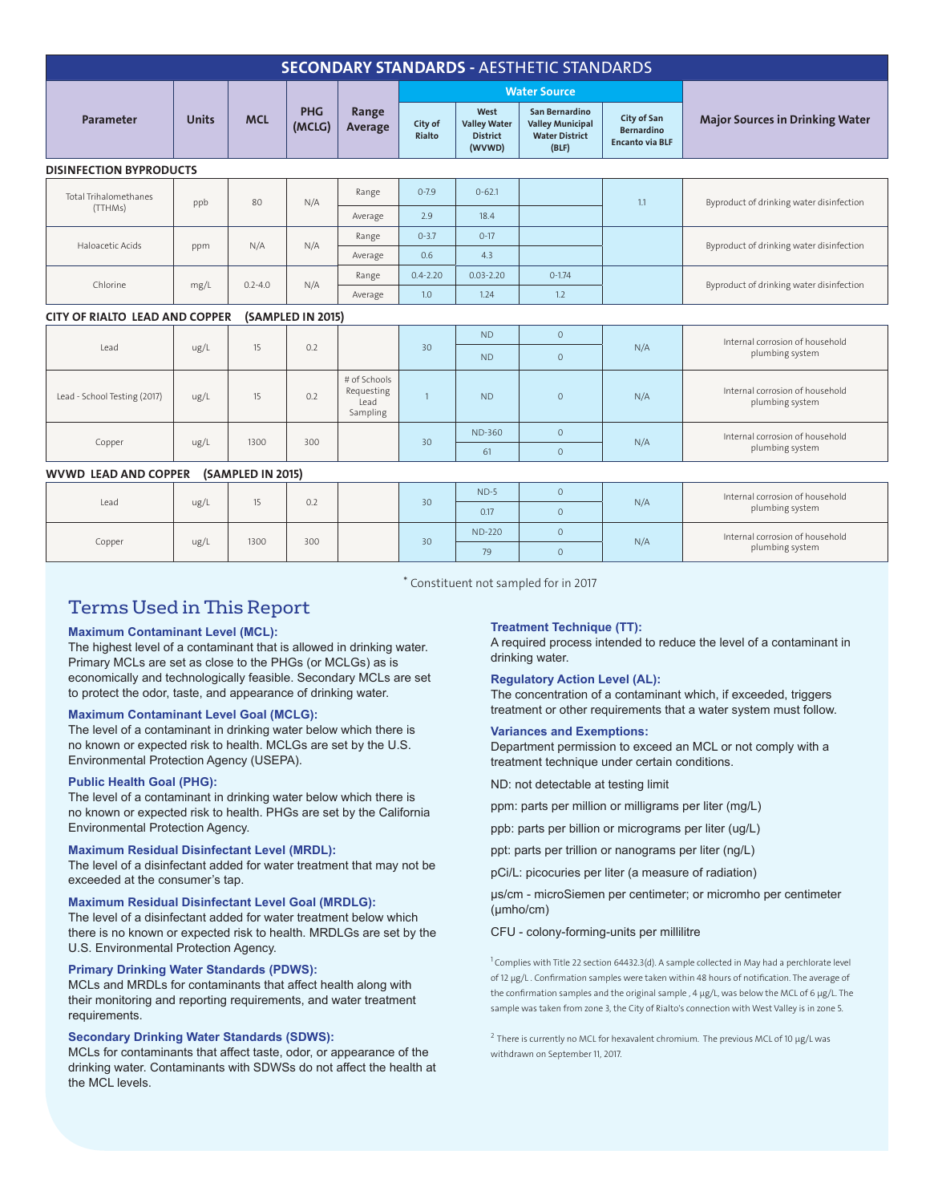## SECONDARY STANDARDS - AESTHETIC STANDARDS

| Parameter | Units | MCL | PHG (MCLG) | Range Average | Water Source: City of Rialto | Water Source: West Valley Water District (WVWD) | Water Source: San Bernardino Valley Municipal Water District (BLF) | Water Source: City of San Bernardino Encanto via BLF | Major Sources in Drinking Water |
|---|---|---|---|---|---|---|---|---|---|
| **DISINFECTION BYPRODUCTS** | | | | | | | | | |
| Total Trihalomethanes (TTHMs) | ppb | 80 | N/A | Range | 0-7.9 | 0-62.1 | | 1.1 | Byproduct of drinking water disinfection |
| | | | | Average | 2.9 | 18.4 | | | |
| Haloacetic Acids | ppm | N/A | N/A | Range | 0-3.7 | 0-17 | | | Byproduct of drinking water disinfection |
| | | | | Average | 0.6 | 4.3 | | | |
| Chlorine | mg/L | 0.2-4.0 | N/A | Range | 0.4-2.20 | 0.03-2.20 | 0-1.74 | | Byproduct of drinking water disinfection |
| | | | | Average | 1.0 | 1.24 | 1.2 | | |
| **CITY OF RIALTO LEAD AND COPPER (SAMPLED IN 2015)** | | | | | | | | | |
| Lead | ug/L | 15 | 0.2 | | 30 | ND | 0 | N/A | Internal corrosion of household plumbing system |
| | | | | | | ND | 0 | | |
| Lead - School Testing (2017) | ug/L | 15 | 0.2 | # of Schools Requesting Lead Sampling | 1 | ND | 0 | N/A | Internal corrosion of household plumbing system |
| Copper | ug/L | 1300 | 300 | | 30 | ND-360 | 0 | N/A | Internal corrosion of household plumbing system |
| | | | | | | 61 | 0 | | |
| **WVWD LEAD AND COPPER (SAMPLED IN 2015)** | | | | | | | | | |
| Lead | ug/L | 15 | 0.2 | | 30 | ND-5 | 0 | N/A | Internal corrosion of household plumbing system |
| | | | | | | 0.17 | 0 | | |
| Copper | ug/L | 1300 | 300 | | 30 | ND-220 | 0 | N/A | Internal corrosion of household plumbing system |
| | | | | | | 79 | 0 | | |

* Constituent not sampled for in 2017

# Terms Used in This Report

**Maximum Contaminant Level (MCL):**
The highest level of a contaminant that is allowed in drinking water. Primary MCLs are set as close to the PHGs (or MCLGs) as is economically and technologically feasible. Secondary MCLs are set to protect the odor, taste, and appearance of drinking water.

**Maximum Contaminant Level Goal (MCLG):**
The level of a contaminant in drinking water below which there is no known or expected risk to health. MCLGs are set by the U.S. Environmental Protection Agency (USEPA).

**Public Health Goal (PHG):**
The level of a contaminant in drinking water below which there is no known or expected risk to health. PHGs are set by the California Environmental Protection Agency.

**Maximum Residual Disinfectant Level (MRDL):**
The level of a disinfectant added for water treatment that may not be exceeded at the consumer's tap.

**Maximum Residual Disinfectant Level Goal (MRDLG):**
The level of a disinfectant added for water treatment below which there is no known or expected risk to health. MRDLGs are set by the U.S. Environmental Protection Agency.

**Primary Drinking Water Standards (PDWS):**
MCLs and MRDLs for contaminants that affect health along with their monitoring and reporting requirements, and water treatment requirements.

**Secondary Drinking Water Standards (SDWS):**
MCLs for contaminants that affect taste, odor, or appearance of the drinking water. Contaminants with SDWSs do not affect the health at the MCL levels.

**Treatment Technique (TT):**
A required process intended to reduce the level of a contaminant in drinking water.

**Regulatory Action Level (AL):**
The concentration of a contaminant which, if exceeded, triggers treatment or other requirements that a water system must follow.

**Variances and Exemptions:**
Department permission to exceed an MCL or not comply with a treatment technique under certain conditions.

ND: not detectable at testing limit

ppm: parts per million or milligrams per liter (mg/L)

ppb: parts per billion or micrograms per liter (ug/L)

ppt: parts per trillion or nanograms per liter (ng/L)

pCi/L: picocuries per liter (a measure of radiation)

μs/cm - microSiemen per centimeter; or micromho per centimeter (μmho/cm)

CFU - colony-forming-units per millilitre

[1] Complies with Title 22 section 64432.3(d). A sample collected in May had a perchlorate level of 12 μg/L . Confirmation samples were taken within 48 hours of notification. The average of the confirmation samples and the original sample , 4 μg/L, was below the MCL of 6 μg/L. The sample was taken from zone 3, the City of Rialto's connection with West Valley is in zone 5.

[2] There is currently no MCL for hexavalent chromium. The previous MCL of 10 μg/L was withdrawn on September 11, 2017.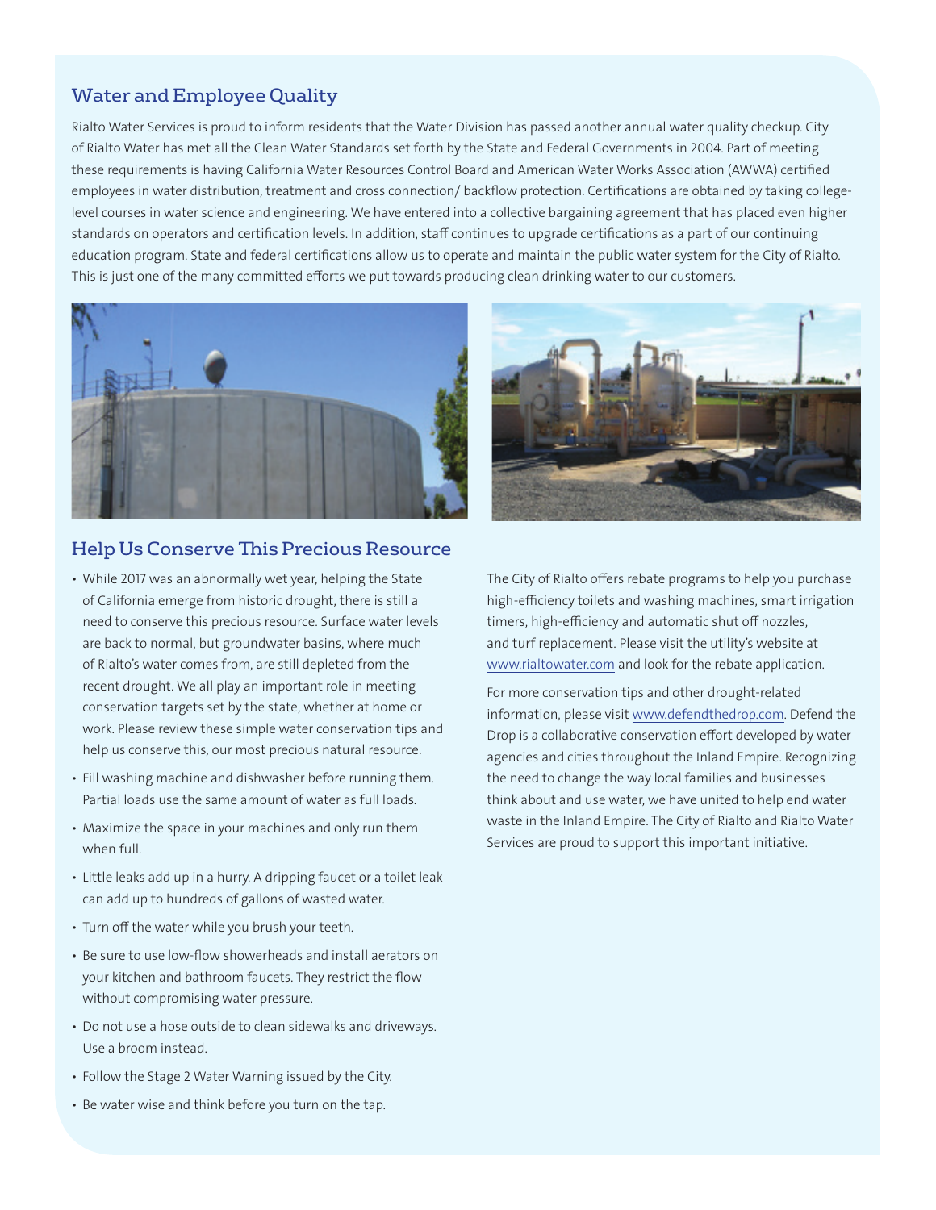## Water and Employee Quality

Rialto Water Services is proud to inform residents that the Water Division has passed another annual water quality checkup. City of Rialto Water has met all the Clean Water Standards set forth by the State and Federal Governments in 2004. Part of meeting these requirements is having California Water Resources Control Board and American Water Works Association (AWWA) certified employees in water distribution, treatment and cross connection/ backflow protection. Certifications are obtained by taking college-level courses in water science and engineering. We have entered into a collective bargaining agreement that has placed even higher standards on operators and certification levels. In addition, staff continues to upgrade certifications as a part of our continuing education program. State and federal certifications allow us to operate and maintain the public water system for the City of Rialto. This is just one of the many committed efforts we put towards producing clean drinking water to our customers.

## Help Us Conserve This Precious Resource

- While 2017 was an abnormally wet year, helping the State of California emerge from historic drought, there is still a need to conserve this precious resource. Surface water levels are back to normal, but groundwater basins, where much of Rialto's water comes from, are still depleted from the recent drought. We all play an important role in meeting conservation targets set by the state, whether at home or work. Please review these simple water conservation tips and help us conserve this, our most precious natural resource.
- Fill washing machine and dishwasher before running them. Partial loads use the same amount of water as full loads.
- Maximize the space in your machines and only run them when full.
- Little leaks add up in a hurry. A dripping faucet or a toilet leak can add up to hundreds of gallons of wasted water.
- Turn off the water while you brush your teeth.
- Be sure to use low-flow showerheads and install aerators on your kitchen and bathroom faucets. They restrict the flow without compromising water pressure.
- Do not use a hose outside to clean sidewalks and driveways. Use a broom instead.
- Follow the Stage 2 Water Warning issued by the City.
- Be water wise and think before you turn on the tap.

The City of Rialto offers rebate programs to help you purchase high-efficiency toilets and washing machines, smart irrigation timers, high-efficiency and automatic shut off nozzles, and turf replacement. Please visit the utility's website at www.rialtowater.com and look for the rebate application.

For more conservation tips and other drought-related information, please visit www.defendthedrop.com. Defend the Drop is a collaborative conservation effort developed by water agencies and cities throughout the Inland Empire. Recognizing the need to change the way local families and businesses think about and use water, we have united to help end water waste in the Inland Empire. The City of Rialto and Rialto Water Services are proud to support this important initiative.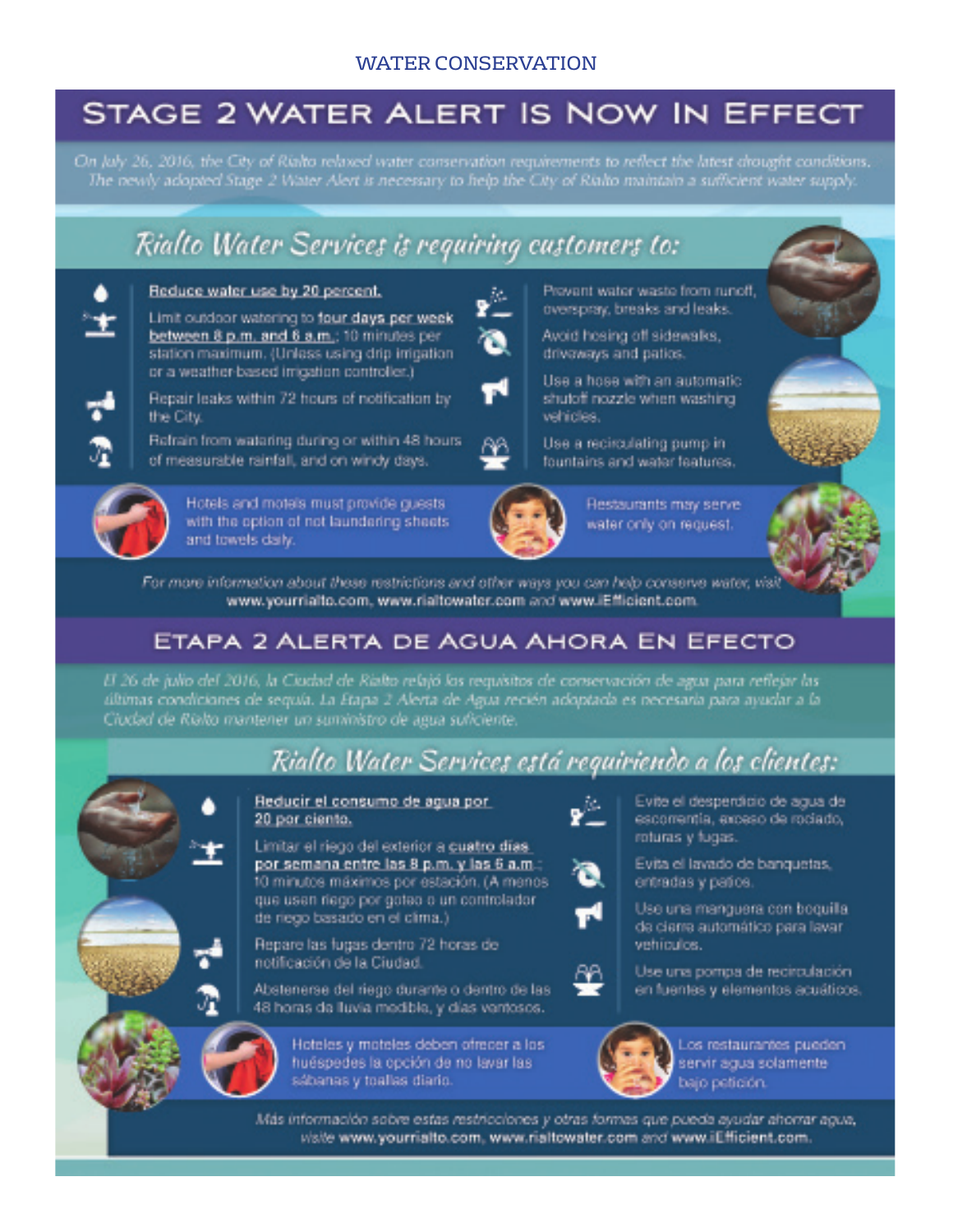WATER CONSERVATION

# Stage 2 Water Alert Is Now In Effect

*On July 26, 2016, the City of Rialto relaxed water conservation requirements to reflect the latest drought conditions. The newly adopted Stage 2 Water Alert is necessary to help the City of Rialto maintain a sufficient water supply.*

## Rialto Water Services is requiring customers to:

**Reduce water use by 20 percent.**

Limit outdoor watering to **four days per week between 8 p.m. and 6 a.m.**; 10 minutes per station maximum. (Unless using drip irrigation or a weather-based irrigation controller.)

Repair leaks within 72 hours of notification by the City.

Refrain from watering during or within 48 hours of measurable rainfall, and on windy days.

Prevent water waste from runoff, overspray, breaks and leaks.

Avoid hosing off sidewalks, driveways and patios.

Use a hose with an automatic shutoff nozzle when washing vehicles.

Use a recirculating pump in fountains and water features.

Hotels and motels must provide guests with the option of not laundering sheets and towels daily.

Restaurants may serve water only on request.

*For more information about these restrictions and other ways you can help conserve water, visit* **www.yourrialto.com, www.rialtowater.com** *and* **www.iEfficient.com.**

# Etapa 2 Alerta de Agua Ahora En Efecto

*El 26 de julio del 2016, la Ciudad de Rialto relajó los requisitos de conservación de agua para reflejar las últimas condiciones de sequía. La Etapa 2 Alerta de Agua recién adoptada es necesaria para ayudar a la Ciudad de Rialto mantener un suministro de agua suficiente.*

## Rialto Water Services está requiriendo a los clientes:

**Reducir el consumo de agua por 20 por ciento.**

Limitar el riego del exterior a **cuatro días por semana entre las 8 p.m. y las 6 a.m.**; 10 minutos máximos por estación. (A menos que usen riego por goteo o un controlador de riego basado en el clima.)

Repare las fugas dentro 72 horas de notificación de la Ciudad.

Abstenerse del riego durante o dentro de las 48 horas de lluvia medible, y días ventosos.

Evite el desperdicio de agua de escorrentía, exceso de rociado, roturas y fugas.

Evita el lavado de banquetas, entradas y patios.

Use una manguera con boquilla de cierre automático para lavar vehículos.

Use una pompa de recirculación en fuentes y elementos acuáticos.

Hoteles y moteles deben ofrecer a los huéspedes la opción de no lavar las sábanas y toallas diario.

Los restaurantes pueden servir agua solamente bajo petición.

*Más información sobre estas restricciones y otras formas que pueda ayudar ahorrar agua, visite* **www.yourrialto.com, www.rialtowater.com** *and* **www.iEfficient.com.**